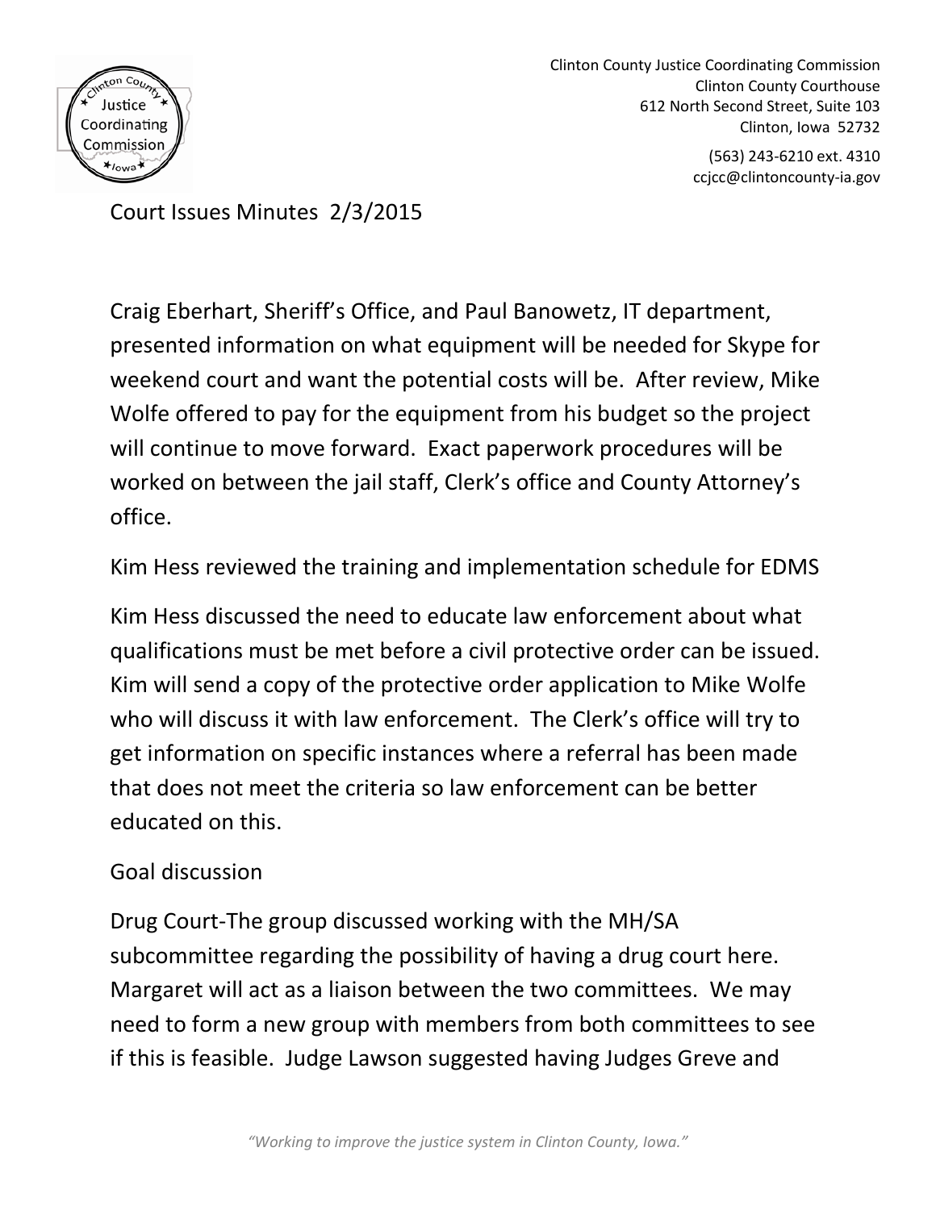Clinton County Justice Coordinating Commission
Clinton County Courthouse
612 North Second Street, Suite 103
Clinton, Iowa 52732

(563) 243-6210 ext. 4310
ccjcc@clintoncounty-ia.gov

# Court Issues Minutes 2/3/2015

Craig Eberhart, Sheriff's Office, and Paul Banowetz, IT department, presented information on what equipment will be needed for Skype for weekend court and want the potential costs will be. After review, Mike Wolfe offered to pay for the equipment from his budget so the project will continue to move forward. Exact paperwork procedures will be worked on between the jail staff, Clerk's office and County Attorney's office.

Kim Hess reviewed the training and implementation schedule for EDMS

Kim Hess discussed the need to educate law enforcement about what qualifications must be met before a civil protective order can be issued. Kim will send a copy of the protective order application to Mike Wolfe who will discuss it with law enforcement. The Clerk's office will try to get information on specific instances where a referral has been made that does not meet the criteria so law enforcement can be better educated on this.

Goal discussion

Drug Court-The group discussed working with the MH/SA subcommittee regarding the possibility of having a drug court here. Margaret will act as a liaison between the two committees. We may need to form a new group with members from both committees to see if this is feasible. Judge Lawson suggested having Judges Greve and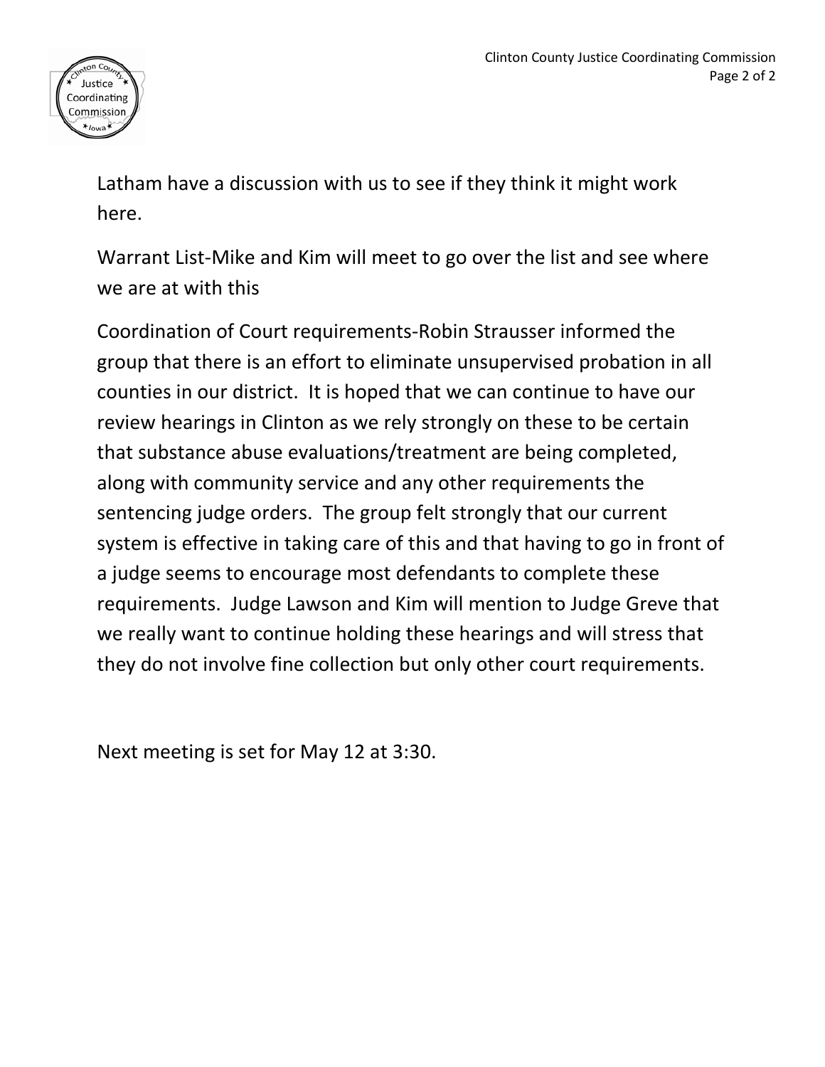Latham have a discussion with us to see if they think it might work here.

Warrant List-Mike and Kim will meet to go over the list and see where we are at with this

Coordination of Court requirements-Robin Strausser informed the group that there is an effort to eliminate unsupervised probation in all counties in our district. It is hoped that we can continue to have our review hearings in Clinton as we rely strongly on these to be certain that substance abuse evaluations/treatment are being completed, along with community service and any other requirements the sentencing judge orders. The group felt strongly that our current system is effective in taking care of this and that having to go in front of a judge seems to encourage most defendants to complete these requirements. Judge Lawson and Kim will mention to Judge Greve that we really want to continue holding these hearings and will stress that they do not involve fine collection but only other court requirements.

Next meeting is set for May 12 at 3:30.